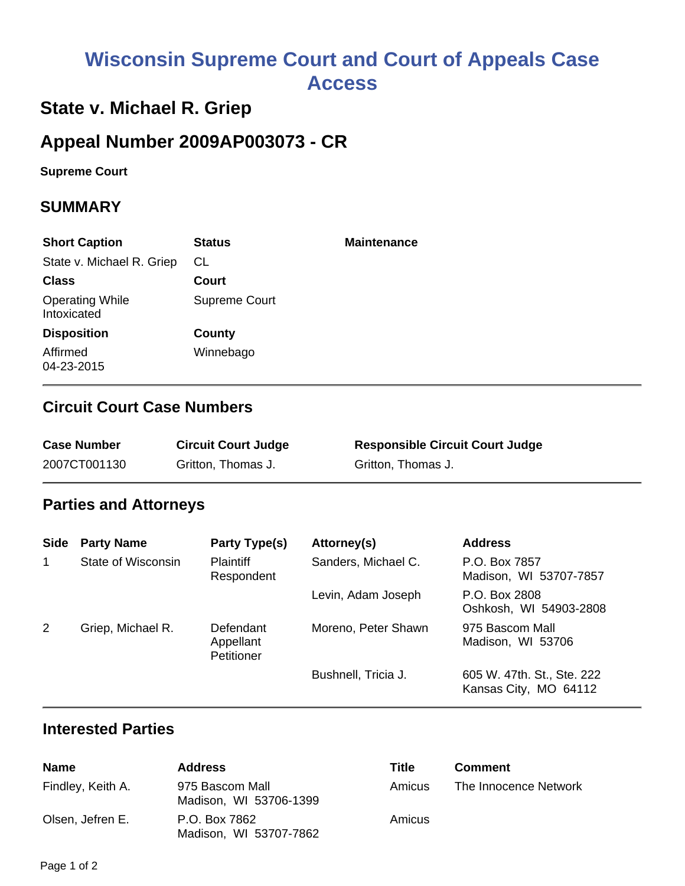# Wisconsin Supreme Court and Court of Appeals Case Access

## State v. Michael R. Griep

## Appeal Number 2009AP003073 - CR

**Supreme Court**

### SUMMARY

| **Short Caption** | **Status** | **Maintenance** |
|---|---|---|
| State v. Michael R. Griep | CL | |
| **Class** | **Court** | |
| Operating While Intoxicated | Supreme Court | |
| **Disposition** | **County** | |
| Affirmed 04-23-2015 | Winnebago | |

### Circuit Court Case Numbers

| Case Number | Circuit Court Judge | Responsible Circuit Court Judge |
|---|---|---|
| 2007CT001130 | Gritton, Thomas J. | Gritton, Thomas J. |

### Parties and Attorneys

| Side | Party Name | Party Type(s) | Attorney(s) | Address |
|---|---|---|---|---|
| 1 | State of Wisconsin | Plaintiff Respondent | Sanders, Michael C. | P.O. Box 7857 Madison, WI 53707-7857 |
| | | | Levin, Adam Joseph | P.O. Box 2808 Oshkosh, WI 54903-2808 |
| 2 | Griep, Michael R. | Defendant Appellant Petitioner | Moreno, Peter Shawn | 975 Bascom Mall Madison, WI 53706 |
| | | | Bushnell, Tricia J. | 605 W. 47th. St., Ste. 222 Kansas City, MO 64112 |

### Interested Parties

| Name | Address | Title | Comment |
|---|---|---|---|
| Findley, Keith A. | 975 Bascom Mall Madison, WI 53706-1399 | Amicus | The Innocence Network |
| Olsen, Jefren E. | P.O. Box 7862 Madison, WI 53707-7862 | Amicus | |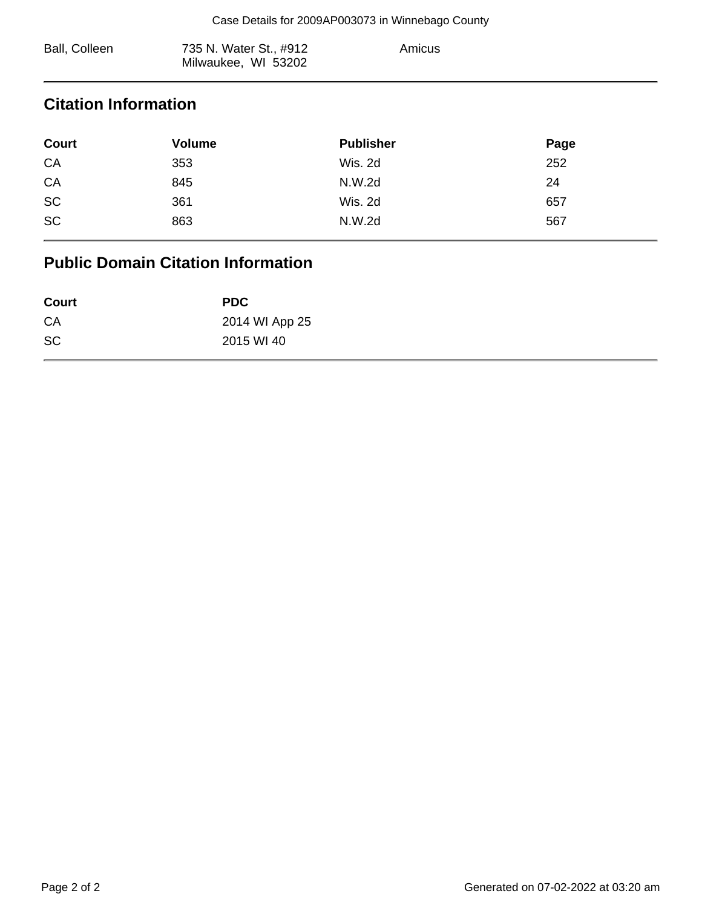| | | |
|---|---|---|
| Ball, Colleen | 735 N. Water St., #912<br>Milwaukee, WI 53202 | Amicus |

## Citation Information

| Court | Volume | Publisher | Page |
|---|---|---|---|
| CA | 353 | Wis. 2d | 252 |
| CA | 845 | N.W.2d | 24 |
| SC | 361 | Wis. 2d | 657 |
| SC | 863 | N.W.2d | 567 |

## Public Domain Citation Information

| Court | PDC |
|---|---|
| CA | 2014 WI App 25 |
| SC | 2015 WI 40 |